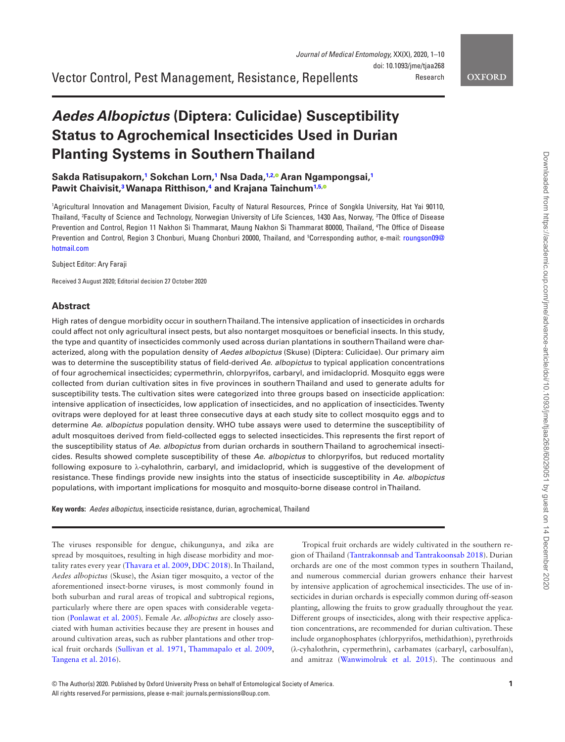Vector Control, Pest Management, Resistance, Repellents

Research

# *Aedes Albopictus* (Diptera: Culicidae) Susceptibility Status to Agrochemical Insecticides Used in Durian Planting Systems in Southern Thailand

**Sakda Ratisupakorn,[1] Sokchan Lorn,[1] Nsa Dada,[1,2] Aran Ngampongsai,[1] Pawit Chaivisit,[3] Wanapa Ritthison,[4] and Krajana Tainchum[1,5]**

[1]Agricultural Innovation and Management Division, Faculty of Natural Resources, Prince of Songkla University, Hat Yai 90110, Thailand, [2]Faculty of Science and Technology, Norwegian University of Life Sciences, 1430 Aas, Norway, [3]The Office of Disease Prevention and Control, Region 11 Nakhon Si Thammarat, Maung Nakhon Si Thammarat 80000, Thailand, [4]The Office of Disease Prevention and Control, Region 3 Chonburi, Muang Chonburi 20000, Thailand, and [5]Corresponding author, e-mail: roungson09@hotmail.com

Subject Editor: Ary Faraji

Received 3 August 2020; Editorial decision 27 October 2020

## Abstract

High rates of dengue morbidity occur in southern Thailand. The intensive application of insecticides in orchards could affect not only agricultural insect pests, but also nontarget mosquitoes or beneficial insects. In this study, the type and quantity of insecticides commonly used across durian plantations in southern Thailand were characterized, along with the population density of *Aedes albopictus* (Skuse) (Diptera: Culicidae). Our primary aim was to determine the susceptibility status of field-derived *Ae. albopictus* to typical application concentrations of four agrochemical insecticides; cypermethrin, chlorpyrifos, carbaryl, and imidacloprid. Mosquito eggs were collected from durian cultivation sites in five provinces in southern Thailand and used to generate adults for susceptibility tests. The cultivation sites were categorized into three groups based on insecticide application: intensive application of insecticides, low application of insecticides, and no application of insecticides. Twenty ovitraps were deployed for at least three consecutive days at each study site to collect mosquito eggs and to determine *Ae. albopictus* population density. WHO tube assays were used to determine the susceptibility of adult mosquitoes derived from field-collected eggs to selected insecticides. This represents the first report of the susceptibility status of *Ae. albopictus* from durian orchards in southern Thailand to agrochemical insecticides. Results showed complete susceptibility of these *Ae. albopictus* to chlorpyrifos, but reduced mortality following exposure to λ-cyhalothrin, carbaryl, and imidacloprid, which is suggestive of the development of resistance. These findings provide new insights into the status of insecticide susceptibility in *Ae. albopictus* populations, with important implications for mosquito and mosquito-borne disease control in Thailand.

**Key words:** *Aedes albopictus*, insecticide resistance, durian, agrochemical, Thailand

The viruses responsible for dengue, chikungunya, and zika are spread by mosquitoes, resulting in high disease morbidity and mortality rates every year (Thavara et al. 2009, DDC 2018). In Thailand, *Aedes albopictus* (Skuse), the Asian tiger mosquito, a vector of the aforementioned insect-borne viruses, is most commonly found in both suburban and rural areas of tropical and subtropical regions, particularly where there are open spaces with considerable vegetation (Ponlawat et al. 2005). Female *Ae. albopictus* are closely associated with human activities because they are present in houses and around cultivation areas, such as rubber plantations and other tropical fruit orchards (Sullivan et al. 1971, Thammapalo et al. 2009, Tangena et al. 2016).

Tropical fruit orchards are widely cultivated in the southern region of Thailand (Tantrakonnsab and Tantrakoonsab 2018). Durian orchards are one of the most common types in southern Thailand, and numerous commercial durian growers enhance their harvest by intensive application of agrochemical insecticides. The use of insecticides in durian orchards is especially common during off-season planting, allowing the fruits to grow gradually throughout the year. Different groups of insecticides, along with their respective application concentrations, are recommended for durian cultivation. These include organophosphates (chlorpyrifos, methidathion), pyrethroids (λ-cyhalothrin, cypermethrin), carbamates (carbaryl, carbosulfan), and amitraz (Wanwimolruk et al. 2015). The continuous and

© The Author(s) 2020. Published by Oxford University Press on behalf of Entomological Society of America.
All rights reserved.For permissions, please e-mail: journals.permissions@oup.com.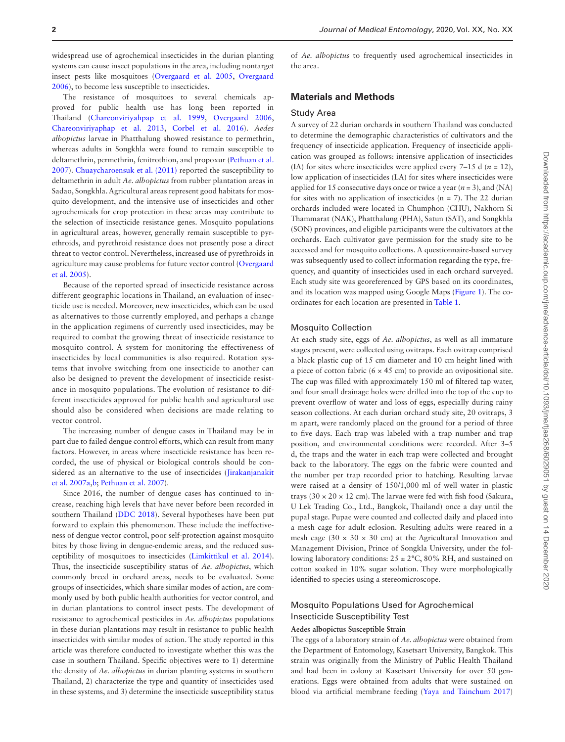widespread use of agrochemical insecticides in the durian planting systems can cause insect populations in the area, including nontarget insect pests like mosquitoes (Overgaard et al. 2005, Overgaard 2006), to become less susceptible to insecticides.

The resistance of mosquitoes to several chemicals approved for public health use has long been reported in Thailand (Chareonviriyahpap et al. 1999, Overgaard 2006, Chareonviriyaphap et al. 2013, Corbel et al. 2016). *Aedes albopictus* larvae in Phatthalung showed resistance to permethrin, whereas adults in Songkhla were found to remain susceptible to deltamethrin, permethrin, fenitrothion, and propoxur (Pethuan et al. 2007). Chuaycharoensuk et al. (2011) reported the susceptibility to deltamethrin in adult *Ae. albopictus* from rubber plantation areas in Sadao, Songkhla. Agricultural areas represent good habitats for mosquito development, and the intensive use of insecticides and other agrochemicals for crop protection in these areas may contribute to the selection of insecticide resistance genes. Mosquito populations in agricultural areas, however, generally remain susceptible to pyrethroids, and pyrethroid resistance does not presently pose a direct threat to vector control. Nevertheless, increased use of pyrethroids in agriculture may cause problems for future vector control (Overgaard et al. 2005).

Because of the reported spread of insecticide resistance across different geographic locations in Thailand, an evaluation of insecticide use is needed. Moreover, new insecticides, which can be used as alternatives to those currently employed, and perhaps a change in the application regimens of currently used insecticides, may be required to combat the growing threat of insecticide resistance to mosquito control. A system for monitoring the effectiveness of insecticides by local communities is also required. Rotation systems that involve switching from one insecticide to another can also be designed to prevent the development of insecticide resistance in mosquito populations. The evolution of resistance to different insecticides approved for public health and agricultural use should also be considered when decisions are made relating to vector control.

The increasing number of dengue cases in Thailand may be in part due to failed dengue control efforts, which can result from many factors. However, in areas where insecticide resistance has been recorded, the use of physical or biological controls should be considered as an alternative to the use of insecticides (Jirakanjanakit et al. 2007a,b; Pethuan et al. 2007).

Since 2016, the number of dengue cases has continued to increase, reaching high levels that have never before been recorded in southern Thailand (DDC 2018). Several hypotheses have been put forward to explain this phenomenon. These include the ineffectiveness of dengue vector control, poor self-protection against mosquito bites by those living in dengue-endemic areas, and the reduced susceptibility of mosquitoes to insecticides (Limkittikul et al. 2014). Thus, the insecticide susceptibility status of *Ae. albopictus*, which commonly breed in orchard areas, needs to be evaluated. Some groups of insecticides, which share similar modes of action, are commonly used by both public health authorities for vector control, and in durian plantations to control insect pests. The development of resistance to agrochemical pesticides in *Ae. albopictus* populations in these durian plantations may result in resistance to public health insecticides with similar modes of action. The study reported in this article was therefore conducted to investigate whether this was the case in southern Thailand. Specific objectives were to 1) determine the density of *Ae. albopictus* in durian planting systems in southern Thailand, 2) characterize the type and quantity of insecticides used in these systems, and 3) determine the insecticide susceptibility status of *Ae. albopictus* to frequently used agrochemical insecticides in the area.

## Materials and Methods

### Study Area

A survey of 22 durian orchards in southern Thailand was conducted to determine the demographic characteristics of cultivators and the frequency of insecticide application. Frequency of insecticide application was grouped as follows: intensive application of insecticides (IA) for sites where insecticides were applied every 7–15 d ($n$ = 12), low application of insecticides (LA) for sites where insecticides were applied for 15 consecutive days once or twice a year ($n$ = 3), and (NA) for sites with no application of insecticides (n = 7). The 22 durian orchards included were located in Chumphon (CHU), Nakhorn Si Thammarat (NAK), Phatthalung (PHA), Satun (SAT), and Songkhla (SON) provinces, and eligible participants were the cultivators at the orchards. Each cultivator gave permission for the study site to be accessed and for mosquito collections. A questionnaire-based survey was subsequently used to collect information regarding the type, frequency, and quantity of insecticides used in each orchard surveyed. Each study site was georeferenced by GPS based on its coordinates, and its location was mapped using Google Maps (Figure 1). The coordinates for each location are presented in Table 1.

### Mosquito Collection

At each study site, eggs of *Ae. albopictus*, as well as all immature stages present, were collected using ovitraps. Each ovitrap comprised a black plastic cup of 15 cm diameter and 10 cm height lined with a piece of cotton fabric (6 × 45 cm) to provide an ovipositional site. The cup was filled with approximately 150 ml of filtered tap water, and four small drainage holes were drilled into the top of the cup to prevent overflow of water and loss of eggs, especially during rainy season collections. At each durian orchard study site, 20 ovitraps, 3 m apart, were randomly placed on the ground for a period of three to five days. Each trap was labeled with a trap number and trap position, and environmental conditions were recorded. After 3–5 d, the traps and the water in each trap were collected and brought back to the laboratory. The eggs on the fabric were counted and the number per trap recorded prior to hatching. Resulting larvae were raised at a density of 150/1,000 ml of well water in plastic trays (30 × 20 × 12 cm). The larvae were fed with fish food (Sakura, U Lek Trading Co., Ltd., Bangkok, Thailand) once a day until the pupal stage. Pupae were counted and collected daily and placed into a mesh cage for adult eclosion. Resulting adults were reared in a mesh cage (30 × 30 × 30 cm) at the Agricultural Innovation and Management Division, Prince of Songkla University, under the following laboratory conditions: 25 ± 2°C, 80% RH, and sustained on cotton soaked in 10% sugar solution. They were morphologically identified to species using a stereomicroscope.

### Mosquito Populations Used for Agrochemical Insecticide Susceptibility Test

#### Aedes albopictus Susceptible Strain

The eggs of a laboratory strain of *Ae. albopictus* were obtained from the Department of Entomology, Kasetsart University, Bangkok. This strain was originally from the Ministry of Public Health Thailand and had been in colony at Kasetsart University for over 50 generations. Eggs were obtained from adults that were sustained on blood via artificial membrane feeding (Yaya and Tainchum 2017)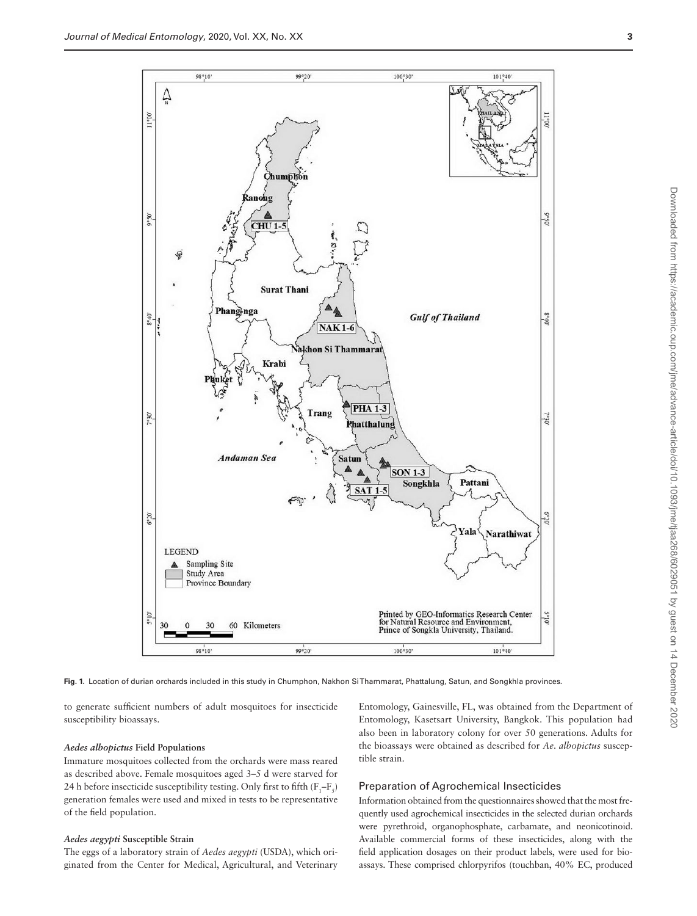Fig. 1. Location of durian orchards included in this study in Chumphon, Nakhon Si Thammarat, Phattalung, Satun, and Songkhla provinces.

to generate sufficient numbers of adult mosquitoes for insecticide susceptibility bioassays.

### *Aedes albopictus* Field Populations

Immature mosquitoes collected from the orchards were mass reared as described above. Female mosquitoes aged 3–5 d were starved for 24 h before insecticide susceptibility testing. Only first to fifth ($F_1$–$F_5$) generation females were used and mixed in tests to be representative of the field population.

### *Aedes aegypti* Susceptible Strain

The eggs of a laboratory strain of *Aedes aegypti* (USDA), which originated from the Center for Medical, Agricultural, and Veterinary Entomology, Gainesville, FL, was obtained from the Department of Entomology, Kasetsart University, Bangkok. This population had also been in laboratory colony for over 50 generations. Adults for the bioassays were obtained as described for *Ae. albopictus* susceptible strain.

## Preparation of Agrochemical Insecticides

Information obtained from the questionnaires showed that the most frequently used agrochemical insecticides in the selected durian orchards were pyrethroid, organophosphate, carbamate, and neonicotinoid. Available commercial forms of these insecticides, along with the field application dosages on their product labels, were used for bioassays. These comprised chlorpyrifos (touchban, 40% EC, produced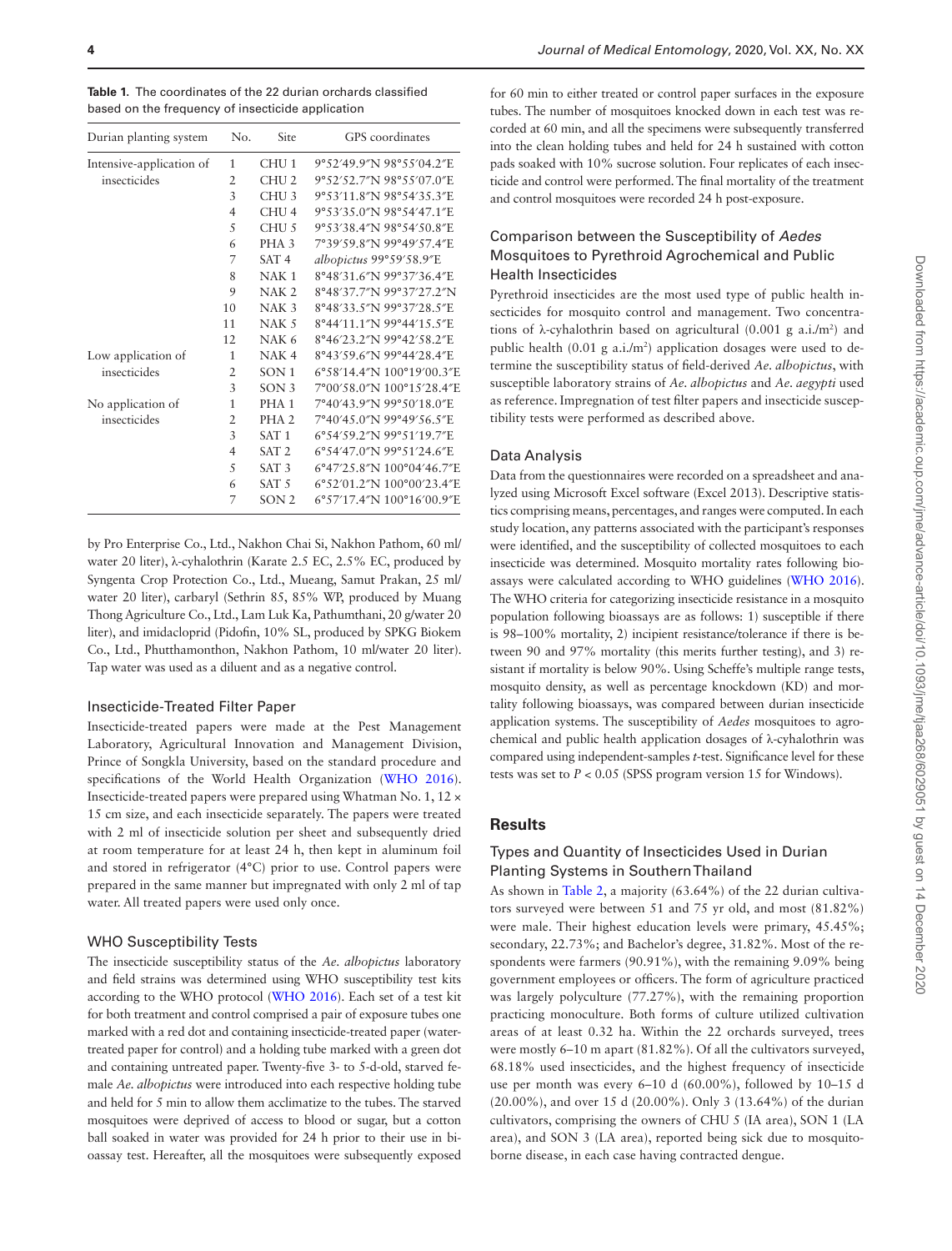**Table 1.** The coordinates of the 22 durian orchards classified based on the frequency of insecticide application

| Durian planting system | No. | Site | GPS coordinates |
|---|---|---|---|
| Intensive-application of insecticides | 1 | CHU 1 | 9°52′49.9″N 98°55′04.2″E |
| | 2 | CHU 2 | 9°52′52.7″N 98°55′07.0″E |
| | 3 | CHU 3 | 9°53′11.8″N 98°54′35.3″E |
| | 4 | CHU 4 | 9°53′35.0″N 98°54′47.1″E |
| | 5 | CHU 5 | 9°53′38.4″N 98°54′50.8″E |
| | 6 | PHA 3 | 7°39′59.8″N 99°49′57.4″E |
| | 7 | SAT 4 | *albopictus* 99°59′58.9″E |
| | 8 | NAK 1 | 8°48′31.6″N 99°37′36.4″E |
| | 9 | NAK 2 | 8°48′37.7″N 99°37′27.2″N |
| | 10 | NAK 3 | 8°48′33.5″N 99°37′28.5″E |
| | 11 | NAK 5 | 8°44′11.1″N 99°44′15.5″E |
| | 12 | NAK 6 | 8°46′23.2″N 99°42′58.2″E |
| Low application of insecticides | 1 | NAK 4 | 8°43′59.6″N 99°44′28.4″E |
| | 2 | SON 1 | 6°58′14.4″N 100°19′00.3″E |
| | 3 | SON 3 | 7°00′58.0″N 100°15′28.4″E |
| No application of insecticides | 1 | PHA 1 | 7°40′43.9″N 99°50′18.0″E |
| | 2 | PHA 2 | 7°40′45.0″N 99°49′56.5″E |
| | 3 | SAT 1 | 6°54′59.2″N 99°51′19.7″E |
| | 4 | SAT 2 | 6°54′47.0″N 99°51′24.6″E |
| | 5 | SAT 3 | 6°47′25.8″N 100°04′46.7″E |
| | 6 | SAT 5 | 6°52′01.2″N 100°00′23.4″E |
| | 7 | SON 2 | 6°57′17.4″N 100°16′00.9″E |

by Pro Enterprise Co., Ltd., Nakhon Chai Si, Nakhon Pathom, 60 ml/water 20 liter), λ-cyhalothrin (Karate 2.5 EC, 2.5% EC, produced by Syngenta Crop Protection Co., Ltd., Mueang, Samut Prakan, 25 ml/water 20 liter), carbaryl (Sethrin 85, 85% WP, produced by Muang Thong Agriculture Co., Ltd., Lam Luk Ka, Pathumthani, 20 g/water 20 liter), and imidacloprid (Pidofin, 10% SL, produced by SPKG Biokem Co., Ltd., Phutthamonthon, Nakhon Pathom, 10 ml/water 20 liter). Tap water was used as a diluent and as a negative control.

### Insecticide-Treated Filter Paper

Insecticide-treated papers were made at the Pest Management Laboratory, Agricultural Innovation and Management Division, Prince of Songkla University, based on the standard procedure and specifications of the World Health Organization (WHO 2016). Insecticide-treated papers were prepared using Whatman No. 1, 12 × 15 cm size, and each insecticide separately. The papers were treated with 2 ml of insecticide solution per sheet and subsequently dried at room temperature for at least 24 h, then kept in aluminum foil and stored in refrigerator (4°C) prior to use. Control papers were prepared in the same manner but impregnated with only 2 ml of tap water. All treated papers were used only once.

### WHO Susceptibility Tests

The insecticide susceptibility status of the *Ae. albopictus* laboratory and field strains was determined using WHO susceptibility test kits according to the WHO protocol (WHO 2016). Each set of a test kit for both treatment and control comprised a pair of exposure tubes one marked with a red dot and containing insecticide-treated paper (water-treated paper for control) and a holding tube marked with a green dot and containing untreated paper. Twenty-five 3- to 5-d-old, starved female *Ae. albopictus* were introduced into each respective holding tube and held for 5 min to allow them acclimatize to the tubes. The starved mosquitoes were deprived of access to blood or sugar, but a cotton ball soaked in water was provided for 24 h prior to their use in bioassay test. Hereafter, all the mosquitoes were subsequently exposed for 60 min to either treated or control paper surfaces in the exposure tubes. The number of mosquitoes knocked down in each test was recorded at 60 min, and all the specimens were subsequently transferred into the clean holding tubes and held for 24 h sustained with cotton pads soaked with 10% sucrose solution. Four replicates of each insecticide and control were performed. The final mortality of the treatment and control mosquitoes were recorded 24 h post-exposure.

### Comparison between the Susceptibility of *Aedes* Mosquitoes to Pyrethroid Agrochemical and Public Health Insecticides

Pyrethroid insecticides are the most used type of public health insecticides for mosquito control and management. Two concentrations of λ-cyhalothrin based on agricultural (0.001 g a.i./m$^2$) and public health (0.01 g a.i./m$^2$) application dosages were used to determine the susceptibility status of field-derived *Ae. albopictus*, with susceptible laboratory strains of *Ae. albopictus* and *Ae. aegypti* used as reference. Impregnation of test filter papers and insecticide susceptibility tests were performed as described above.

### Data Analysis

Data from the questionnaires were recorded on a spreadsheet and analyzed using Microsoft Excel software (Excel 2013). Descriptive statistics comprising means, percentages, and ranges were computed. In each study location, any patterns associated with the participant's responses were identified, and the susceptibility of collected mosquitoes to each insecticide was determined. Mosquito mortality rates following bioassays were calculated according to WHO guidelines (WHO 2016). The WHO criteria for categorizing insecticide resistance in a mosquito population following bioassays are as follows: 1) susceptible if there is 98–100% mortality, 2) incipient resistance/tolerance if there is between 90 and 97% mortality (this merits further testing), and 3) resistant if mortality is below 90%. Using Scheffe's multiple range tests, mosquito density, as well as percentage knockdown (KD) and mortality following bioassays, was compared between durian insecticide application systems. The susceptibility of *Aedes* mosquitoes to agrochemical and public health application dosages of λ-cyhalothrin was compared using independent-samples *t*-test. Significance level for these tests was set to $P < 0.05$ (SPSS program version 15 for Windows).

## Results

### Types and Quantity of Insecticides Used in Durian Planting Systems in Southern Thailand

As shown in Table 2, a majority (63.64%) of the 22 durian cultivators surveyed were between 51 and 75 yr old, and most (81.82%) were male. Their highest education levels were primary, 45.45%; secondary, 22.73%; and Bachelor's degree, 31.82%. Most of the respondents were farmers (90.91%), with the remaining 9.09% being government employees or officers. The form of agriculture practiced was largely polyculture (77.27%), with the remaining proportion practicing monoculture. Both forms of culture utilized cultivation areas of at least 0.32 ha. Within the 22 orchards surveyed, trees were mostly 6–10 m apart (81.82%). Of all the cultivators surveyed, 68.18% used insecticides, and the highest frequency of insecticide use per month was every 6–10 d (60.00%), followed by 10–15 d (20.00%), and over 15 d (20.00%). Only 3 (13.64%) of the durian cultivators, comprising the owners of CHU 5 (IA area), SON 1 (LA area), and SON 3 (LA area), reported being sick due to mosquito-borne disease, in each case having contracted dengue.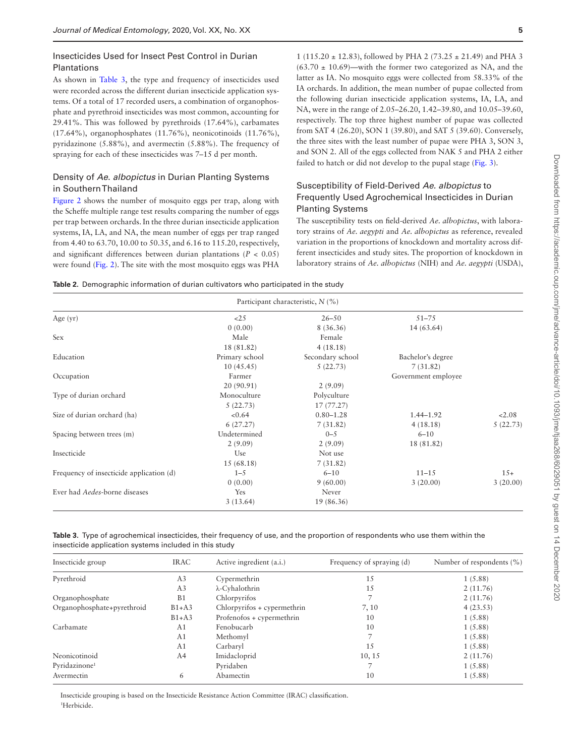## Insecticides Used for Insect Pest Control in Durian Plantations

As shown in Table 3, the type and frequency of insecticides used were recorded across the different durian insecticide application systems. Of a total of 17 recorded users, a combination of organophosphate and pyrethroid insecticides was most common, accounting for 29.41%. This was followed by pyrethroids (17.64%), carbamates (17.64%), organophosphates (11.76%), neonicotinoids (11.76%), pyridazinone (5.88%), and avermectin (5.88%). The frequency of spraying for each of these insecticides was 7–15 d per month.

## Density of *Ae. albopictus* in Durian Planting Systems in Southern Thailand

Figure 2 shows the number of mosquito eggs per trap, along with the Scheffe multiple range test results comparing the number of eggs per trap between orchards. In the three durian insecticide application systems, IA, LA, and NA, the mean number of eggs per trap ranged from 4.40 to 63.70, 10.00 to 50.35, and 6.16 to 115.20, respectively, and significant differences between durian plantations ($P < 0.05$) were found (Fig. 2). The site with the most mosquito eggs was PHA 1 (115.20 ± 12.83), followed by PHA 2 (73.25 ± 21.49) and PHA 3 (63.70 ± 10.69)—with the former two categorized as NA, and the latter as IA. No mosquito eggs were collected from 58.33% of the IA orchards. In addition, the mean number of pupae collected from the following durian insecticide application systems, IA, LA, and NA, were in the range of 2.05–26.20, 1.42–39.80, and 10.05–39.60, respectively. The top three highest number of pupae was collected from SAT 4 (26.20), SON 1 (39.80), and SAT 5 (39.60). Conversely, the three sites with the least number of pupae were PHA 3, SON 3, and SON 2. All of the eggs collected from NAK 5 and PHA 2 either failed to hatch or did not develop to the pupal stage (Fig. 3).

## Susceptibility of Field-Derived *Ae. albopictus* to Frequently Used Agrochemical Insecticides in Durian Planting Systems

The susceptibility tests on field-derived *Ae. albopictus*, with laboratory strains of *Ae. aegypti* and *Ae. albopictus* as reference, revealed variation in the proportions of knockdown and mortality across different insecticides and study sites. The proportion of knockdown in laboratory strains of *Ae. albopictus* (NIH) and *Ae. aegypti* (USDA),

**Table 2.** Demographic information of durian cultivators who participated in the study

| Participant characteristic, *N* (%) | | | | |
|---|---|---|---|---|
| Age (yr) | <25 | 26–50 | 51–75 | |
| | 0 (0.00) | 8 (36.36) | 14 (63.64) | |
| Sex | Male | Female | | |
| | 18 (81.82) | 4 (18.18) | | |
| Education | Primary school | Secondary school | Bachelor's degree | |
| | 10 (45.45) | 5 (22.73) | 7 (31.82) | |
| Occupation | Farmer | | Government employee | |
| | 20 (90.91) | 2 (9.09) | | |
| Type of durian orchard | Monoculture | Polyculture | | |
| | 5 (22.73) | 17 (77.27) | | |
| Size of durian orchard (ha) | <0.64 | 0.80–1.28 | 1.44–1.92 | <2.08 |
| | 6 (27.27) | 7 (31.82) | 4 (18.18) | 5 (22.73) |
| Spacing between trees (m) | Undetermined | 0–5 | 6–10 | |
| | 2 (9.09) | 2 (9.09) | 18 (81.82) | |
| Insecticide | Use | Not use | | |
| | 15 (68.18) | 7 (31.82) | | |
| Frequency of insecticide application (d) | 1–5 | 6–10 | 11–15 | 15+ |
| | 0 (0.00) | 9 (60.00) | 3 (20.00) | 3 (20.00) |
| Ever had *Aedes*-borne diseases | Yes | Never | | |
| | 3 (13.64) | 19 (86.36) | | |

**Table 3.** Type of agrochemical insecticides, their frequency of use, and the proportion of respondents who use them within the insecticide application systems included in this study

| Insecticide group | IRAC | Active ingredient (a.i.) | Frequency of spraying (d) | Number of respondents (%) |
|---|---|---|---|---|
| Pyrethroid | A3 | Cypermethrin | 15 | 1 (5.88) |
| | A3 | λ-Cyhalothrin | 15 | 2 (11.76) |
| Organophosphate | B1 | Chlorpyrifos | 7 | 2 (11.76) |
| Organophosphate+pyrethroid | B1+A3 | Chlorpyrifos + cypermethrin | 7, 10 | 4 (23.53) |
| | B1+A3 | Profenofos + cypermethrin | 10 | 1 (5.88) |
| Carbamate | A1 | Fenobucarb | 10 | 1 (5.88) |
| | A1 | Methomyl | 7 | 1 (5.88) |
| | A1 | Carbaryl | 15 | 1 (5.88) |
| Neonicotinoid | A4 | Imidacloprid | 10, 15 | 2 (11.76) |
| Pyridazinone[1] | | Pyridaben | 7 | 1 (5.88) |
| Avermectin | 6 | Abamectin | 10 | 1 (5.88) |

Insecticide grouping is based on the Insecticide Resistance Action Committee (IRAC) classification.
[1]Herbicide.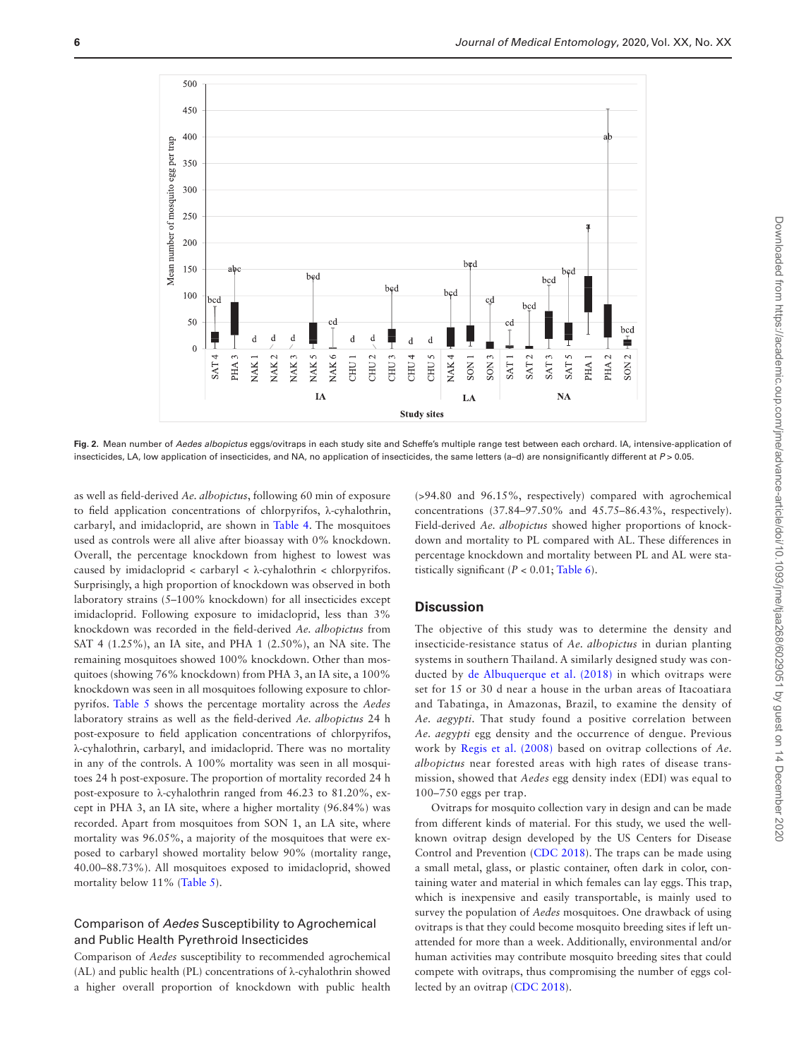**Fig. 2.** Mean number of *Aedes albopictus* eggs/ovitraps in each study site and Scheffe's multiple range test between each orchard. IA, intensive-application of insecticides, LA, low application of insecticides, and NA, no application of insecticides, the same letters (a–d) are nonsignificantly different at $P > 0.05$.

as well as field-derived *Ae. albopictus*, following 60 min of exposure to field application concentrations of chlorpyrifos, λ-cyhalothrin, carbaryl, and imidacloprid, are shown in Table 4. The mosquitoes used as controls were all alive after bioassay with 0% knockdown. Overall, the percentage knockdown from highest to lowest was caused by imidacloprid < carbaryl < λ-cyhalothrin < chlorpyrifos. Surprisingly, a high proportion of knockdown was observed in both laboratory strains (5–100% knockdown) for all insecticides except imidacloprid. Following exposure to imidacloprid, less than 3% knockdown was recorded in the field-derived *Ae. albopictus* from SAT 4 (1.25%), an IA site, and PHA 1 (2.50%), an NA site. The remaining mosquitoes showed 100% knockdown. Other than mosquitoes (showing 76% knockdown) from PHA 3, an IA site, a 100% knockdown was seen in all mosquitoes following exposure to chlorpyrifos. Table 5 shows the percentage mortality across the *Aedes* laboratory strains as well as the field-derived *Ae. albopictus* 24 h post-exposure to field application concentrations of chlorpyrifos, λ-cyhalothrin, carbaryl, and imidacloprid. There was no mortality in any of the controls. A 100% mortality was seen in all mosquitoes 24 h post-exposure. The proportion of mortality recorded 24 h post-exposure to λ-cyhalothrin ranged from 46.23 to 81.20%, except in PHA 3, an IA site, where a higher mortality (96.84%) was recorded. Apart from mosquitoes from SON 1, an LA site, where mortality was 96.05%, a majority of the mosquitoes that were exposed to carbaryl showed mortality below 90% (mortality range, 40.00–88.73%). All mosquitoes exposed to imidacloprid, showed mortality below 11% (Table 5).

### Comparison of *Aedes* Susceptibility to Agrochemical and Public Health Pyrethroid Insecticides

Comparison of *Aedes* susceptibility to recommended agrochemical (AL) and public health (PL) concentrations of λ-cyhalothrin showed a higher overall proportion of knockdown with public health (>94.80 and 96.15%, respectively) compared with agrochemical concentrations (37.84–97.50% and 45.75–86.43%, respectively). Field-derived *Ae. albopictus* showed higher proportions of knockdown and mortality to PL compared with AL. These differences in percentage knockdown and mortality between PL and AL were statistically significant ($P < 0.01$; Table 6).

## Discussion

The objective of this study was to determine the density and insecticide-resistance status of *Ae. albopictus* in durian planting systems in southern Thailand. A similarly designed study was conducted by de Albuquerque et al. (2018) in which ovitraps were set for 15 or 30 d near a house in the urban areas of Itacoatiara and Tabatinga, in Amazonas, Brazil, to examine the density of *Ae. aegypti*. That study found a positive correlation between *Ae. aegypti* egg density and the occurrence of dengue. Previous work by Regis et al. (2008) based on ovitrap collections of *Ae. albopictus* near forested areas with high rates of disease transmission, showed that *Aedes* egg density index (EDI) was equal to 100–750 eggs per trap.

Ovitraps for mosquito collection vary in design and can be made from different kinds of material. For this study, we used the well-known ovitrap design developed by the US Centers for Disease Control and Prevention (CDC 2018). The traps can be made using a small metal, glass, or plastic container, often dark in color, containing water and material in which females can lay eggs. This trap, which is inexpensive and easily transportable, is mainly used to survey the population of *Aedes* mosquitoes. One drawback of using ovitraps is that they could become mosquito breeding sites if left unattended for more than a week. Additionally, environmental and/or human activities may contribute mosquito breeding sites that could compete with ovitraps, thus compromising the number of eggs collected by an ovitrap (CDC 2018).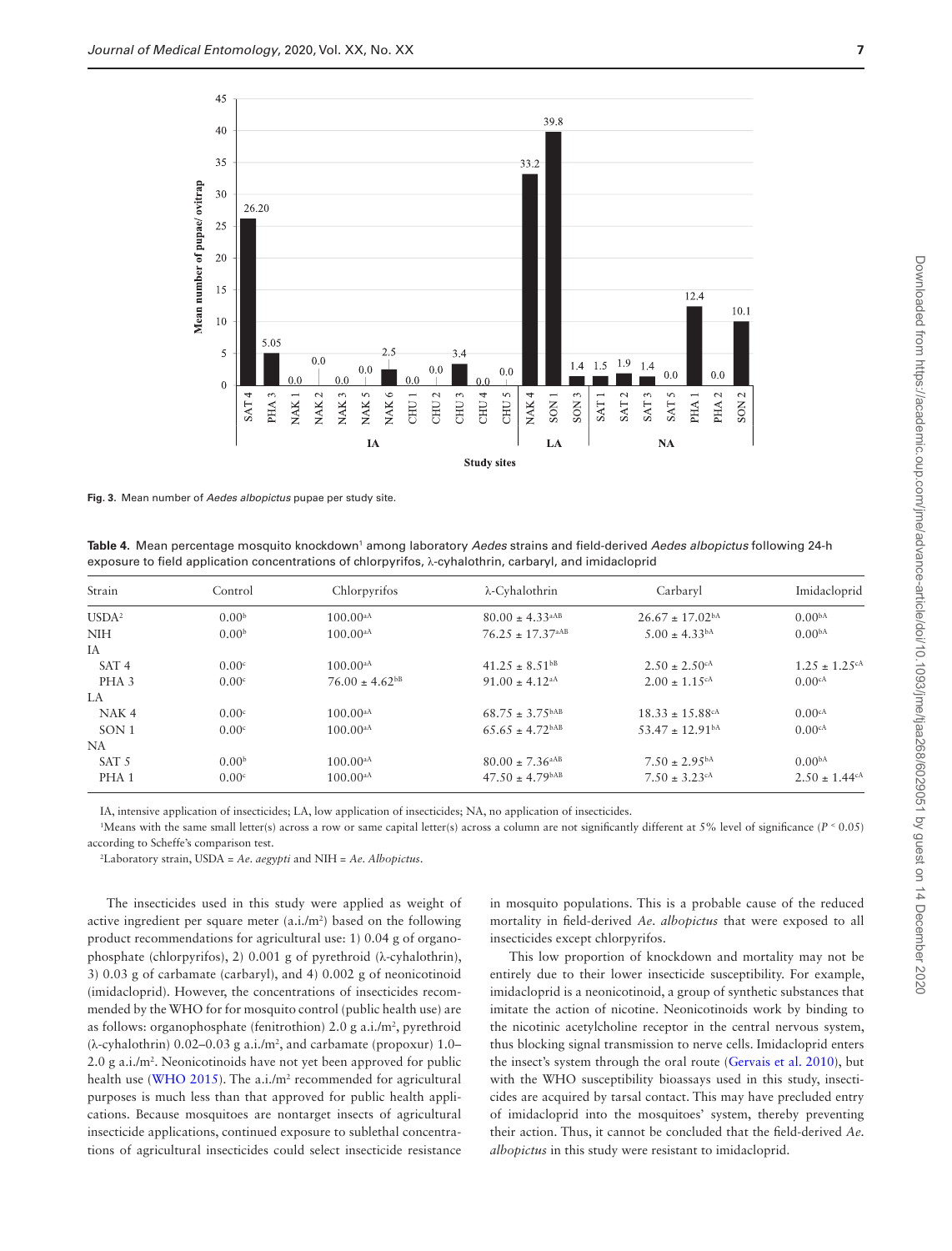Fig. 3. Mean number of *Aedes albopictus* pupae per study site.

Table 4. Mean percentage mosquito knockdown[1] among laboratory *Aedes* strains and field-derived *Aedes albopictus* following 24-h exposure to field application concentrations of chlorpyrifos, λ-cyhalothrin, carbaryl, and imidacloprid

| Strain | Control | Chlorpyrifos | λ-Cyhalothrin | Carbaryl | Imidacloprid |
|---|---|---|---|---|---|
| USDA[2] | 0.00[b] | 100.00[aA] | 80.00 ± 4.33[aAB] | 26.67 ± 17.02[bA] | 0.00[bA] |
| NIH | 0.00[b] | 100.00[aA] | 76.25 ± 17.37[aAB] | 5.00 ± 4.33[bA] | 0.00[bA] |
| IA | | | | | |
| SAT 4 | 0.00[c] | 100.00[aA] | 41.25 ± 8.51[bB] | 2.50 ± 2.50[cA] | 1.25 ± 1.25[cA] |
| PHA 3 | 0.00[c] | 76.00 ± 4.62[bB] | 91.00 ± 4.12[aA] | 2.00 ± 1.15[cA] | 0.00[cA] |
| LA | | | | | |
| NAK 4 | 0.00[c] | 100.00[aA] | 68.75 ± 3.75[bAB] | 18.33 ± 15.88[cA] | 0.00[cA] |
| SON 1 | 0.00[c] | 100.00[aA] | 65.65 ± 4.72[bAB] | 53.47 ± 12.91[bA] | 0.00[cA] |
| NA | | | | | |
| SAT 5 | 0.00[b] | 100.00[aA] | 80.00 ± 7.36[aAB] | 7.50 ± 2.95[bA] | 0.00[bA] |
| PHA 1 | 0.00[c] | 100.00[aA] | 47.50 ± 4.79[bAB] | 7.50 ± 3.23[cA] | 2.50 ± 1.44[cA] |

IA, intensive application of insecticides; LA, low application of insecticides; NA, no application of insecticides.

[1]Means with the same small letter(s) across a row or same capital letter(s) across a column are not significantly different at 5% level of significance ($P < 0.05$) according to Scheffe's comparison test.

[2]Laboratory strain, USDA = *Ae. aegypti* and NIH = *Ae. Albopictus*.

The insecticides used in this study were applied as weight of active ingredient per square meter (a.i./m$^2$) based on the following product recommendations for agricultural use: 1) 0.04 g of organophosphate (chlorpyrifos), 2) 0.001 g of pyrethroid (λ-cyhalothrin), 3) 0.03 g of carbamate (carbaryl), and 4) 0.002 g of neonicotinoid (imidacloprid). However, the concentrations of insecticides recommended by the WHO for mosquito control (public health use) are as follows: organophosphate (fenitrothion) 2.0 g a.i./m$^2$, pyrethroid (λ-cyhalothrin) 0.02–0.03 g a.i./m$^2$, and carbamate (propoxur) 1.0–2.0 g a.i./m$^2$. Neonicotinoids have not yet been approved for public health use (WHO 2015). The a.i./m$^2$ recommended for agricultural purposes is much less than that approved for public health applications. Because mosquitoes are nontarget insects of agricultural insecticide applications, continued exposure to sublethal concentrations of agricultural insecticides could select insecticide resistance in mosquito populations. This is a probable cause of the reduced mortality in field-derived *Ae. albopictus* that were exposed to all insecticides except chlorpyrifos.

This low proportion of knockdown and mortality may not be entirely due to their lower insecticide susceptibility. For example, imidacloprid is a neonicotinoid, a group of synthetic substances that imitate the action of nicotine. Neonicotinoids work by binding to the nicotinic acetylcholine receptor in the central nervous system, thus blocking signal transmission to nerve cells. Imidacloprid enters the insect's system through the oral route (Gervais et al. 2010), but with the WHO susceptibility bioassays used in this study, insecticides are acquired by tarsal contact. This may have precluded entry of imidacloprid into the mosquitoes' system, thereby preventing their action. Thus, it cannot be concluded that the field-derived *Ae. albopictus* in this study were resistant to imidacloprid.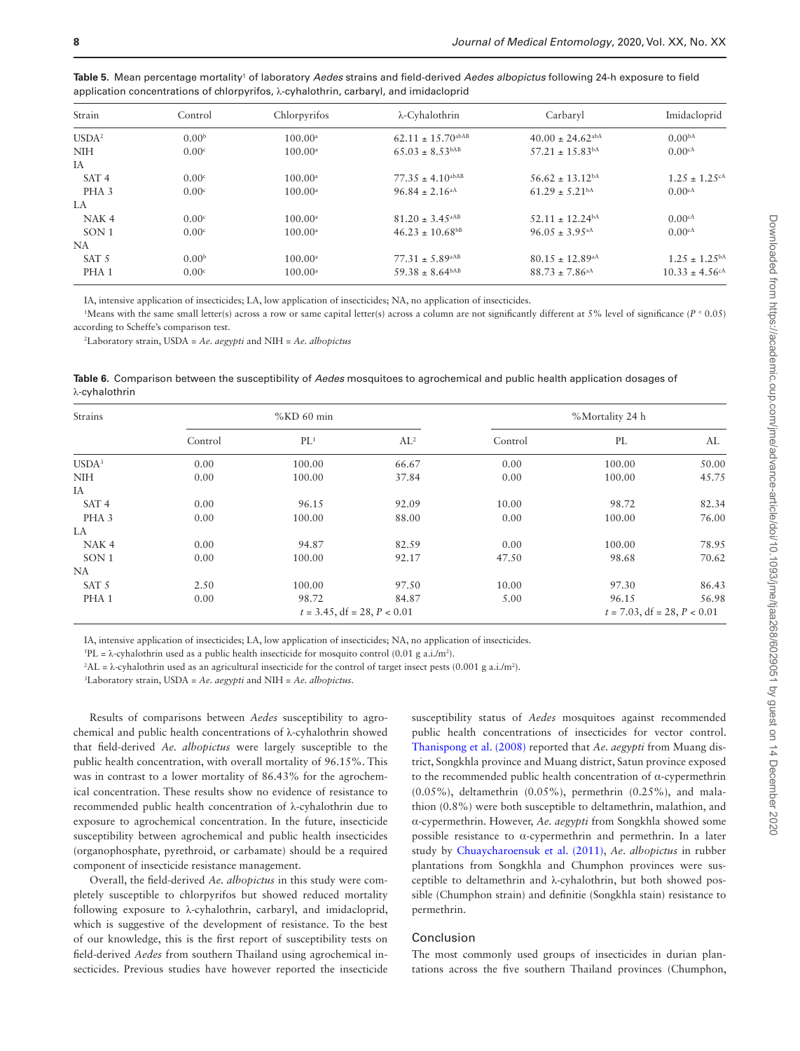**Table 5.** Mean percentage mortality[1] of laboratory *Aedes* strains and field-derived *Aedes albopictus* following 24-h exposure to field application concentrations of chlorpyrifos, λ-cyhalothrin, carbaryl, and imidacloprid

| Strain | Control | Chlorpyrifos | λ-Cyhalothrin | Carbaryl | Imidacloprid |
|---|---|---|---|---|---|
| USDA[2] | 0.00[b] | 100.00[a] | 62.11 ± 15.70[abAB] | 40.00 ± 24.62[abA] | 0.00[bA] |
| NIH | 0.00[c] | 100.00[a] | 65.03 ± 8.53[bAB] | 57.21 ± 15.83[bA] | 0.00[cA] |
| IA | | | | | |
| SAT 4 | 0.00[c] | 100.00[a] | 77.35 ± 4.10[abAB] | 56.62 ± 13.12[bA] | 1.25 ± 1.25[cA] |
| PHA 3 | 0.00[c] | 100.00[a] | 96.84 ± 2.16[aA] | 61.29 ± 5.21[bA] | 0.00[cA] |
| LA | | | | | |
| NAK 4 | 0.00[c] | 100.00[a] | 81.20 ± 3.45[aAB] | 52.11 ± 12.24[bA] | 0.00[cA] |
| SON 1 | 0.00[c] | 100.00[a] | 46.23 ± 10.68[bB] | 96.05 ± 3.95[aA] | 0.00[cA] |
| NA | | | | | |
| SAT 5 | 0.00[b] | 100.00[a] | 77.31 ± 5.89[aAB] | 80.15 ± 12.89[aA] | 1.25 ± 1.25[bA] |
| PHA 1 | 0.00[c] | 100.00[a] | 59.38 ± 8.64[bAB] | 88.73 ± 7.86[aA] | 10.33 ± 4.56[cA] |

IA, intensive application of insecticides; LA, low application of insecticides; NA, no application of insecticides.

[1]Means with the same small letter(s) across a row or same capital letter(s) across a column are not significantly different at 5% level of significance ($P < 0.05$) according to Scheffe's comparison test.

[2]Laboratory strain, USDA = *Ae. aegypti* and NIH = *Ae. albopictus*

**Table 6.** Comparison between the susceptibility of *Aedes* mosquitoes to agrochemical and public health application dosages of λ-cyhalothrin

| Strains | %KD 60 min | | | %Mortality 24 h | | |
|---|---|---|---|---|---|---|
| | Control | PL[1] | AL[2] | Control | PL | AL |
| USDA[3] | 0.00 | 100.00 | 66.67 | 0.00 | 100.00 | 50.00 |
| NIH | 0.00 | 100.00 | 37.84 | 0.00 | 100.00 | 45.75 |
| IA | | | | | | |
| SAT 4 | 0.00 | 96.15 | 92.09 | 10.00 | 98.72 | 82.34 |
| PHA 3 | 0.00 | 100.00 | 88.00 | 0.00 | 100.00 | 76.00 |
| LA | | | | | | |
| NAK 4 | 0.00 | 94.87 | 82.59 | 0.00 | 100.00 | 78.95 |
| SON 1 | 0.00 | 100.00 | 92.17 | 47.50 | 98.68 | 70.62 |
| NA | | | | | | |
| SAT 5 | 2.50 | 100.00 | 97.50 | 10.00 | 97.30 | 86.43 |
| PHA 1 | 0.00 | 98.72 | 84.87 | 5.00 | 96.15 | 56.98 |
| | | $t = 3.45$, df = 28, $P < 0.01$ | | | $t = 7.03$, df = 28, $P < 0.01$ | |

IA, intensive application of insecticides; LA, low application of insecticides; NA, no application of insecticides.

[1]PL = λ-cyhalothrin used as a public health insecticide for mosquito control (0.01 g a.i./m$^2$).

[2]AL = λ-cyhalothrin used as an agricultural insecticide for the control of target insect pests (0.001 g a.i./m$^2$).

[3]Laboratory strain, USDA = *Ae. aegypti* and NIH = *Ae. albopictus*.

Results of comparisons between *Aedes* susceptibility to agrochemical and public health concentrations of λ-cyhalothrin showed that field-derived *Ae. albopictus* were largely susceptible to the public health concentration, with overall mortality of 96.15%. This was in contrast to a lower mortality of 86.43% for the agrochemical concentration. These results show no evidence of resistance to recommended public health concentration of λ-cyhalothrin due to exposure to agrochemical concentration. In the future, insecticide susceptibility between agrochemical and public health insecticides (organophosphate, pyrethroid, or carbamate) should be a required component of insecticide resistance management.

Overall, the field-derived *Ae. albopictus* in this study were completely susceptible to chlorpyrifos but showed reduced mortality following exposure to λ-cyhalothrin, carbaryl, and imidacloprid, which is suggestive of the development of resistance. To the best of our knowledge, this is the first report of susceptibility tests on field-derived *Aedes* from southern Thailand using agrochemical insecticides. Previous studies have however reported the insecticide susceptibility status of *Aedes* mosquitoes against recommended public health concentrations of insecticides for vector control. Thanispong et al. (2008) reported that *Ae. aegypti* from Muang district, Songkhla province and Muang district, Satun province exposed to the recommended public health concentration of α-cypermethrin (0.05%), deltamethrin (0.05%), permethrin (0.25%), and malathion (0.8%) were both susceptible to deltamethrin, malathion, and α-cypermethrin. However, *Ae. aegypti* from Songkhla showed some possible resistance to α-cypermethrin and permethrin. In a later study by Chuaycharoensuk et al. (2011), *Ae. albopictus* in rubber plantations from Songkhla and Chumphon provinces were susceptible to deltamethrin and λ-cyhalothrin, but both showed possible (Chumphon strain) and definitie (Songkhla stain) resistance to permethrin.

## Conclusion

The most commonly used groups of insecticides in durian plantations across the five southern Thailand provinces (Chumphon,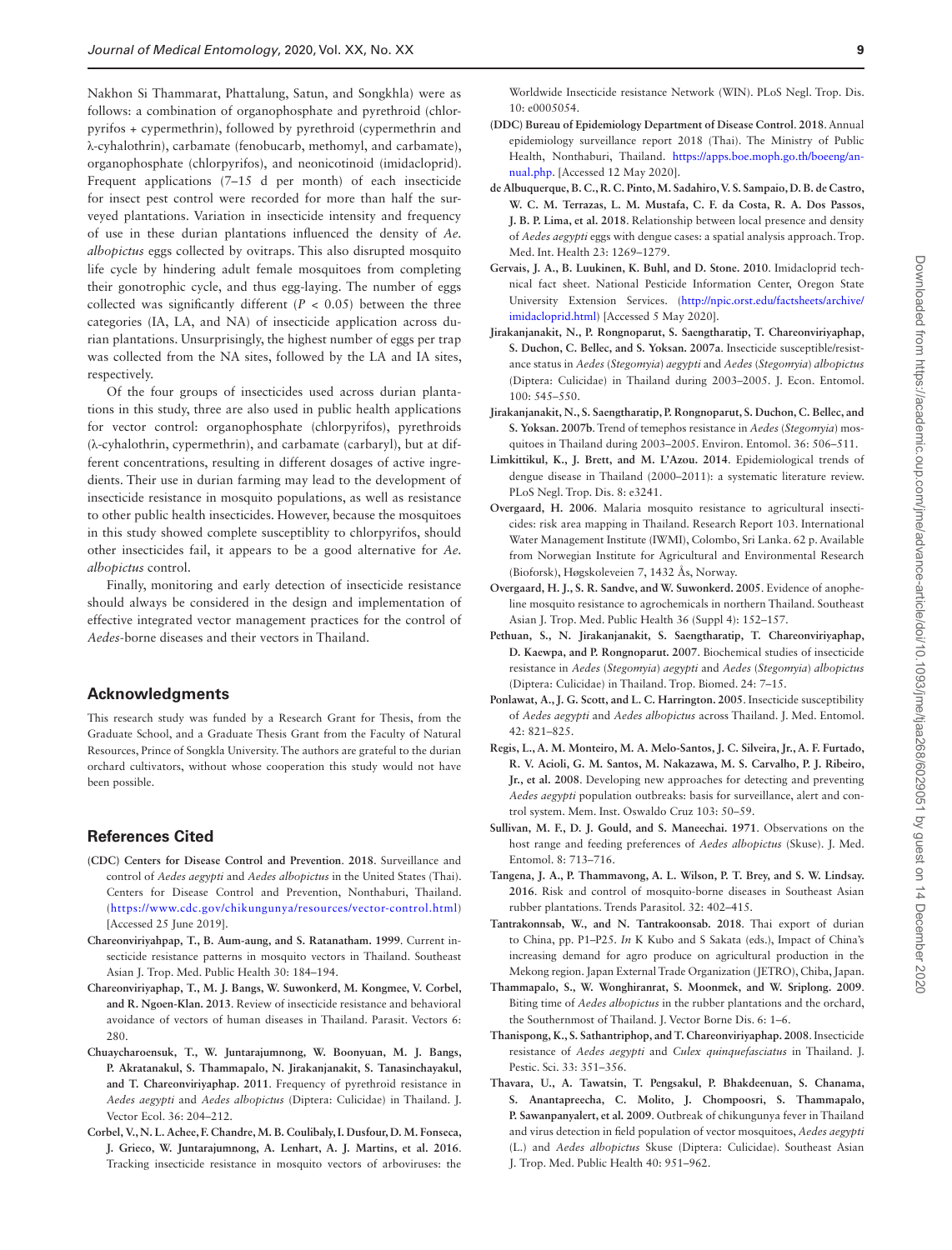Nakhon Si Thammarat, Phattalung, Satun, and Songkhla) were as follows: a combination of organophosphate and pyrethroid (chlorpyrifos + cypermethrin), followed by pyrethroid (cypermethrin and λ-cyhalothrin), carbamate (fenobucarb, methomyl, and carbamate), organophosphate (chlorpyrifos), and neonicotinoid (imidacloprid). Frequent applications (7–15 d per month) of each insecticide for insect pest control were recorded for more than half the surveyed plantations. Variation in insecticide intensity and frequency of use in these durian plantations influenced the density of *Ae. albopictus* eggs collected by ovitraps. This also disrupted mosquito life cycle by hindering adult female mosquitoes from completing their gonotrophic cycle, and thus egg-laying. The number of eggs collected was significantly different ($P < 0.05$) between the three categories (IA, LA, and NA) of insecticide application across durian plantations. Unsurprisingly, the highest number of eggs per trap was collected from the NA sites, followed by the LA and IA sites, respectively.

Of the four groups of insecticides used across durian plantations in this study, three are also used in public health applications for vector control: organophosphate (chlorpyrifos), pyrethroids (λ-cyhalothrin, cypermethrin), and carbamate (carbaryl), but at different concentrations, resulting in different dosages of active ingredients. Their use in durian farming may lead to the development of insecticide resistance in mosquito populations, as well as resistance to other public health insecticides. However, because the mosquitoes in this study showed complete susceptiblity to chlorpyrifos, should other insecticides fail, it appears to be a good alternative for *Ae. albopictus* control.

Finally, monitoring and early detection of insecticide resistance should always be considered in the design and implementation of effective integrated vector management practices for the control of *Aedes*-borne diseases and their vectors in Thailand.

## Acknowledgments

This research study was funded by a Research Grant for Thesis, from the Graduate School, and a Graduate Thesis Grant from the Faculty of Natural Resources, Prince of Songkla University. The authors are grateful to the durian orchard cultivators, without whose cooperation this study would not have been possible.

## References Cited

**(CDC) Centers for Disease Control and Prevention. 2018**. Surveillance and control of *Aedes aegypti* and *Aedes albopictus* in the United States (Thai). Centers for Disease Control and Prevention, Nonthaburi, Thailand. (https://www.cdc.gov/chikungunya/resources/vector-control.html) [Accessed 25 June 2019].

**Chareonviriyahpap, T., B. Aum-aung, and S. Ratanatham. 1999**. Current insecticide resistance patterns in mosquito vectors in Thailand. Southeast Asian J. Trop. Med. Public Health 30: 184–194.

**Chareonviriyaphap, T., M. J. Bangs, W. Suwonkerd, M. Kongmee, V. Corbel, and R. Ngoen-Klan. 2013**. Review of insecticide resistance and behavioral avoidance of vectors of human diseases in Thailand. Parasit. Vectors 6: 280.

**Chuaycharoensuk, T., W. Juntarajumnong, W. Boonyuan, M. J. Bangs, P. Akratanakul, S. Thammapalo, N. Jirakanjanakit, S. Tanasinchayakul, and T. Chareonviriyaphap. 2011**. Frequency of pyrethroid resistance in *Aedes aegypti* and *Aedes albopictus* (Diptera: Culicidae) in Thailand. J. Vector Ecol. 36: 204–212.

**Corbel, V., N. L. Achee, F. Chandre, M. B. Coulibaly, I. Dusfour, D. M. Fonseca, J. Grieco, W. Juntarajumnong, A. Lenhart, A. J. Martins, et al. 2016**. Tracking insecticide resistance in mosquito vectors of arboviruses: the Worldwide Insecticide resistance Network (WIN). PLoS Negl. Trop. Dis. 10: e0005054.

**(DDC) Bureau of Epidemiology Department of Disease Control. 2018**. Annual epidemiology surveillance report 2018 (Thai). The Ministry of Public Health, Nonthaburi, Thailand. https://apps.boe.moph.go.th/boeeng/annual.php. [Accessed 12 May 2020].

**de Albuquerque, B. C., R. C. Pinto, M. Sadahiro, V. S. Sampaio, D. B. de Castro, W. C. M. Terrazas, L. M. Mustafa, C. F. da Costa, R. A. Dos Passos, J. B. P. Lima, et al. 2018**. Relationship between local presence and density of *Aedes aegypti* eggs with dengue cases: a spatial analysis approach. Trop. Med. Int. Health 23: 1269–1279.

**Gervais, J. A., B. Luukinen, K. Buhl, and D. Stone. 2010**. Imidacloprid technical fact sheet. National Pesticide Information Center, Oregon State University Extension Services. (http://npic.orst.edu/factsheets/archive/imidacloprid.html) [Accessed 5 May 2020].

**Jirakanjanakit, N., P. Rongnoparut, S. Saengtharatip, T. Chareonviriyaphap, S. Duchon, C. Bellec, and S. Yoksan. 2007a**. Insecticide susceptible/resistance status in *Aedes* (*Stegomyia*) *aegypti* and *Aedes* (*Stegomyia*) *albopictus* (Diptera: Culicidae) in Thailand during 2003–2005. J. Econ. Entomol. 100: 545–550.

**Jirakanjanakit, N., S. Saengtharatip, P. Rongnoparut, S. Duchon, C. Bellec, and S. Yoksan. 2007b**. Trend of temephos resistance in *Aedes* (*Stegomyia*) mosquitoes in Thailand during 2003–2005. Environ. Entomol. 36: 506–511.

**Limkittikul, K., J. Brett, and M. L'Azou. 2014**. Epidemiological trends of dengue disease in Thailand (2000–2011): a systematic literature review. PLoS Negl. Trop. Dis. 8: e3241.

**Overgaard, H. 2006**. Malaria mosquito resistance to agricultural insecticides: risk area mapping in Thailand. Research Report 103. International Water Management Institute (IWMI), Colombo, Sri Lanka. 62 p. Available from Norwegian Institute for Agricultural and Environmental Research (Bioforsk), Høgskoleveien 7, 1432 Ås, Norway.

**Overgaard, H. J., S. R. Sandve, and W. Suwonkerd. 2005**. Evidence of anopheline mosquito resistance to agrochemicals in northern Thailand. Southeast Asian J. Trop. Med. Public Health 36 (Suppl 4): 152–157.

**Pethuan, S., N. Jirakanjanakit, S. Saengtharatip, T. Chareonviriyaphap, D. Kaewpa, and P. Rongnoparut. 2007**. Biochemical studies of insecticide resistance in *Aedes* (*Stegomyia*) *aegypti* and *Aedes* (*Stegomyia*) *albopictus* (Diptera: Culicidae) in Thailand. Trop. Biomed. 24: 7–15.

**Ponlawat, A., J. G. Scott, and L. C. Harrington. 2005**. Insecticide susceptibility of *Aedes aegypti* and *Aedes albopictus* across Thailand. J. Med. Entomol. 42: 821–825.

**Regis, L., A. M. Monteiro, M. A. Melo-Santos, J. C. Silveira, Jr., A. F. Furtado, R. V. Acioli, G. M. Santos, M. Nakazawa, M. S. Carvalho, P. J. Ribeiro, Jr., et al. 2008**. Developing new approaches for detecting and preventing *Aedes aegypti* population outbreaks: basis for surveillance, alert and control system. Mem. Inst. Oswaldo Cruz 103: 50–59.

**Sullivan, M. F., D. J. Gould, and S. Maneechai. 1971**. Observations on the host range and feeding preferences of *Aedes albopictus* (Skuse). J. Med. Entomol. 8: 713–716.

**Tangena, J. A., P. Thammavong, A. L. Wilson, P. T. Brey, and S. W. Lindsay. 2016**. Risk and control of mosquito-borne diseases in Southeast Asian rubber plantations. Trends Parasitol. 32: 402–415.

**Tantrakonnsab, W., and N. Tantrakoonsab. 2018**. Thai export of durian to China, pp. P1–P25. *In* K Kubo and S Sakata (eds.), Impact of China's increasing demand for agro produce on agricultural production in the Mekong region. Japan External Trade Organization (JETRO), Chiba, Japan.

**Thammapalo, S., W. Wonghiranrat, S. Moonmek, and W. Sriplong. 2009**. Biting time of *Aedes albopictus* in the rubber plantations and the orchard, the Southernmost of Thailand. J. Vector Borne Dis. 6: 1–6.

**Thanispong, K., S. Sathantriphop, and T. Chareonviriyaphap. 2008**. Insecticide resistance of *Aedes aegypti* and *Culex quinquefasciatus* in Thailand. J. Pestic. Sci. 33: 351–356.

**Thavara, U., A. Tawatsin, T. Pengsakul, P. Bhakdeenuan, S. Chanama, S. Anantapreecha, C. Molito, J. Chompoosri, S. Thammapalo, P. Sawanpanyalert, et al. 2009**. Outbreak of chikungunya fever in Thailand and virus detection in field population of vector mosquitoes, *Aedes aegypti* (L.) and *Aedes albopictus* Skuse (Diptera: Culicidae). Southeast Asian J. Trop. Med. Public Health 40: 951–962.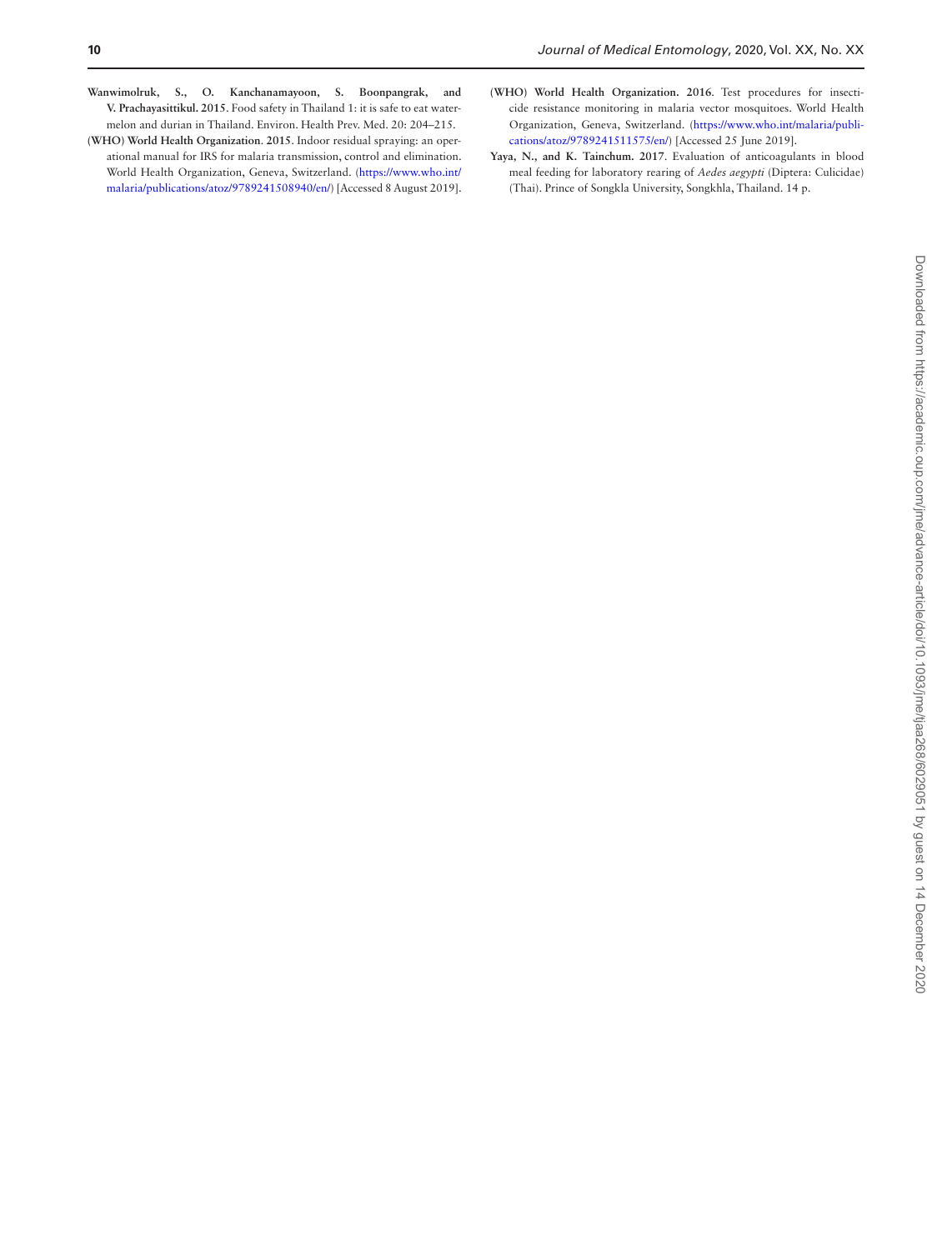**Wanwimolruk, S., O. Kanchanamayoon, S. Boonpangrak, and V. Prachayasittikul. 2015**. Food safety in Thailand 1: it is safe to eat watermelon and durian in Thailand. Environ. Health Prev. Med. 20: 204–215.

**(WHO) World Health Organization**. **2015**. Indoor residual spraying: an operational manual for IRS for malaria transmission, control and elimination. World Health Organization, Geneva, Switzerland. (https://www.who.int/malaria/publications/atoz/9789241508940/en/) [Accessed 8 August 2019].

**(WHO) World Health Organization. 2016**. Test procedures for insecticide resistance monitoring in malaria vector mosquitoes. World Health Organization, Geneva, Switzerland. (https://www.who.int/malaria/publications/atoz/9789241511575/en/) [Accessed 25 June 2019].

**Yaya, N., and K. Tainchum. 2017**. Evaluation of anticoagulants in blood meal feeding for laboratory rearing of *Aedes aegypti* (Diptera: Culicidae) (Thai). Prince of Songkla University, Songkhla, Thailand. 14 p.